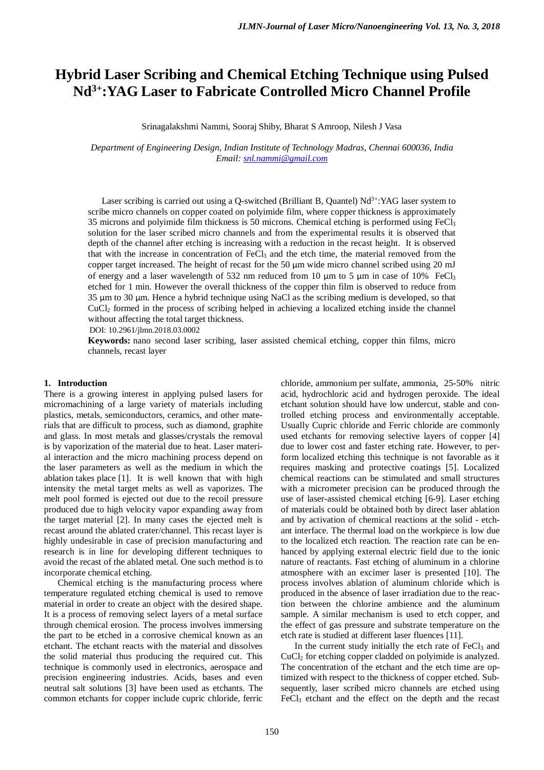# Hybrid Laser Scribing and Chemical Etching Technique using Pulsed $Nd^{3+}$:YAG Laser to Fabricate Controlled Micro Channel Profile

Srinagalakshmi Nammi, Sooraj Shiby, Bharat S Amroop, Nilesh J Vasa

*Department of Engineering Design, Indian Institute of Technology Madras, Chennai 600036, India*
*Email: snl.nammi@gmail.com*

Laser scribing is carried out using a Q-switched (Brilliant B, Quantel) $Nd^{3+}$:YAG laser system to scribe micro channels on copper coated on polyimide film, where copper thickness is approximately 35 microns and polyimide film thickness is 50 microns. Chemical etching is performed using $FeCl_3$ solution for the laser scribed micro channels and from the experimental results it is observed that depth of the channel after etching is increasing with a reduction in the recast height. It is observed that with the increase in concentration of $FeCl_3$ and the etch time, the material removed from the copper target increased. The height of recast for the 50 μm wide micro channel scribed using 20 mJ of energy and a laser wavelength of 532 nm reduced from 10 μm to 5 μm in case of 10% $FeCl_3$ etched for 1 min. However the overall thickness of the copper thin film is observed to reduce from 35 μm to 30 μm. Hence a hybrid technique using NaCl as the scribing medium is developed, so that $CuCl_2$ formed in the process of scribing helped in achieving a localized etching inside the channel without affecting the total target thickness.

DOI: 10.2961/jlmn.2018.03.0002

**Keywords:** nano second laser scribing, laser assisted chemical etching, copper thin films, micro channels, recast layer

## 1. Introduction

There is a growing interest in applying pulsed lasers for micromachining of a large variety of materials including plastics, metals, semiconductors, ceramics, and other materials that are difficult to process, such as diamond, graphite and glass. In most metals and glasses/crystals the removal is by vaporization of the material due to heat. Laser material interaction and the micro machining process depend on the laser parameters as well as the medium in which the ablation takes place [1]. It is well known that with high intensity the metal target melts as well as vaporizes. The melt pool formed is ejected out due to the recoil pressure produced due to high velocity vapor expanding away from the target material [2]. In many cases the ejected melt is recast around the ablated crater/channel. This recast layer is highly undesirable in case of precision manufacturing and research is in line for developing different techniques to avoid the recast of the ablated metal. One such method is to incorporate chemical etching.

Chemical etching is the manufacturing process where temperature regulated etching chemical is used to remove material in order to create an object with the desired shape. It is a process of removing select layers of a metal surface through chemical erosion. The process involves immersing the part to be etched in a corrosive chemical known as an etchant. The etchant reacts with the material and dissolves the solid material thus producing the required cut. This technique is commonly used in electronics, aerospace and precision engineering industries. Acids, bases and even neutral salt solutions [3] have been used as etchants. The common etchants for copper include cupric chloride, ferric chloride, ammonium per sulfate, ammonia, 25-50% nitric acid, hydrochloric acid and hydrogen peroxide. The ideal etchant solution should have low undercut, stable and controlled etching process and environmentally acceptable. Usually Cupric chloride and Ferric chloride are commonly used etchants for removing selective layers of copper [4] due to lower cost and faster etching rate. However, to perform localized etching this technique is not favorable as it requires masking and protective coatings [5]. Localized chemical reactions can be stimulated and small structures with a micrometer precision can be produced through the use of laser-assisted chemical etching [6-9]. Laser etching of materials could be obtained both by direct laser ablation and by activation of chemical reactions at the solid - etchant interface. The thermal load on the workpiece is low due to the localized etch reaction. The reaction rate can be enhanced by applying external electric field due to the ionic nature of reactants. Fast etching of aluminum in a chlorine atmosphere with an excimer laser is presented [10]. The process involves ablation of aluminum chloride which is produced in the absence of laser irradiation due to the reaction between the chlorine ambience and the aluminum sample. A similar mechanism is used to etch copper, and the effect of gas pressure and substrate temperature on the etch rate is studied at different laser fluences [11].

In the current study initially the etch rate of $FeCl_3$ and $CuCl_2$ for etching copper cladded on polyimide is analyzed. The concentration of the etchant and the etch time are optimized with respect to the thickness of copper etched. Subsequently, laser scribed micro channels are etched using $FeCl_3$ etchant and the effect on the depth and the recast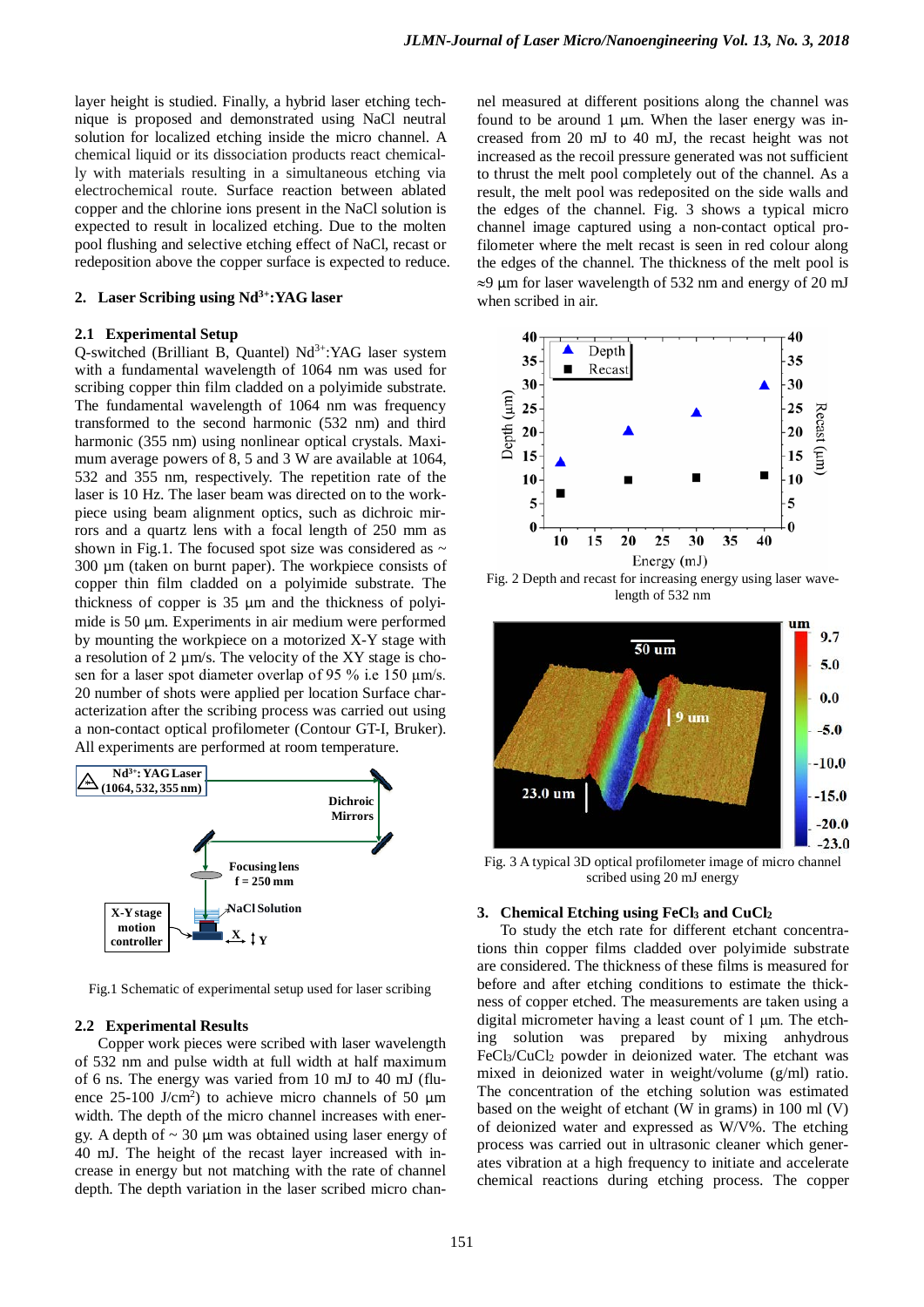layer height is studied. Finally, a hybrid laser etching technique is proposed and demonstrated using NaCl neutral solution for localized etching inside the micro channel. A chemical liquid or its dissociation products react chemically with materials resulting in a simultaneous etching via electrochemical route. Surface reaction between ablated copper and the chlorine ions present in the NaCl solution is expected to result in localized etching. Due to the molten pool flushing and selective etching effect of NaCl, recast or redeposition above the copper surface is expected to reduce.

## 2. Laser Scribing using $Nd^{3+}$:YAG laser

### 2.1 Experimental Setup

Q-switched (Brilliant B, Quantel) $Nd^{3+}$:YAG laser system with a fundamental wavelength of 1064 nm was used for scribing copper thin film cladded on a polyimide substrate. The fundamental wavelength of 1064 nm was frequency transformed to the second harmonic (532 nm) and third harmonic (355 nm) using nonlinear optical crystals. Maximum average powers of 8, 5 and 3 W are available at 1064, 532 and 355 nm, respectively. The repetition rate of the laser is 10 Hz. The laser beam was directed on to the workpiece using beam alignment optics, such as dichroic mirrors and a quartz lens with a focal length of 250 mm as shown in Fig.1. The focused spot size was considered as ~ 300 µm (taken on burnt paper). The workpiece consists of copper thin film cladded on a polyimide substrate. The thickness of copper is 35 µm and the thickness of polyimide is 50 µm. Experiments in air medium were performed by mounting the workpiece on a motorized X-Y stage with a resolution of 2 µm/s. The velocity of the XY stage is chosen for a laser spot diameter overlap of 95 % i.e 150 µm/s. 20 number of shots were applied per location Surface characterization after the scribing process was carried out using a non-contact optical profilometer (Contour GT-I, Bruker). All experiments are performed at room temperature.

Fig.1 Schematic of experimental setup used for laser scribing

### 2.2 Experimental Results

Copper work pieces were scribed with laser wavelength of 532 nm and pulse width at full width at half maximum of 6 ns. The energy was varied from 10 mJ to 40 mJ (fluence 25-100 J/cm$^2$) to achieve micro channels of 50 µm width. The depth of the micro channel increases with energy. A depth of ~ 30 µm was obtained using laser energy of 40 mJ. The height of the recast layer increased with increase in energy but not matching with the rate of channel depth. The depth variation in the laser scribed micro channel measured at different positions along the channel was found to be around 1 µm. When the laser energy was increased from 20 mJ to 40 mJ, the recast height was not increased as the recoil pressure generated was not sufficient to thrust the melt pool completely out of the channel. As a result, the melt pool was redeposited on the side walls and the edges of the channel. Fig. 3 shows a typical micro channel image captured using a non-contact optical profilometer where the melt recast is seen in red colour along the edges of the channel. The thickness of the melt pool is ≈9 µm for laser wavelength of 532 nm and energy of 20 mJ when scribed in air.

Fig. 2 Depth and recast for increasing energy using laser wavelength of 532 nm

Fig. 3 A typical 3D optical profilometer image of micro channel scribed using 20 mJ energy

## 3. Chemical Etching using $FeCl_3$ and $CuCl_2$

To study the etch rate for different etchant concentrations thin copper films cladded over polyimide substrate are considered. The thickness of these films is measured for before and after etching conditions to estimate the thickness of copper etched. The measurements are taken using a digital micrometer having a least count of 1 µm. The etching solution was prepared by mixing anhydrous $FeCl_3$/$CuCl_2$ powder in deionized water. The etchant was mixed in deionized water in weight/volume (g/ml) ratio. The concentration of the etching solution was estimated based on the weight of etchant (W in grams) in 100 ml (V) of deionized water and expressed as W/V%. The etching process was carried out in ultrasonic cleaner which generates vibration at a high frequency to initiate and accelerate chemical reactions during etching process. The copper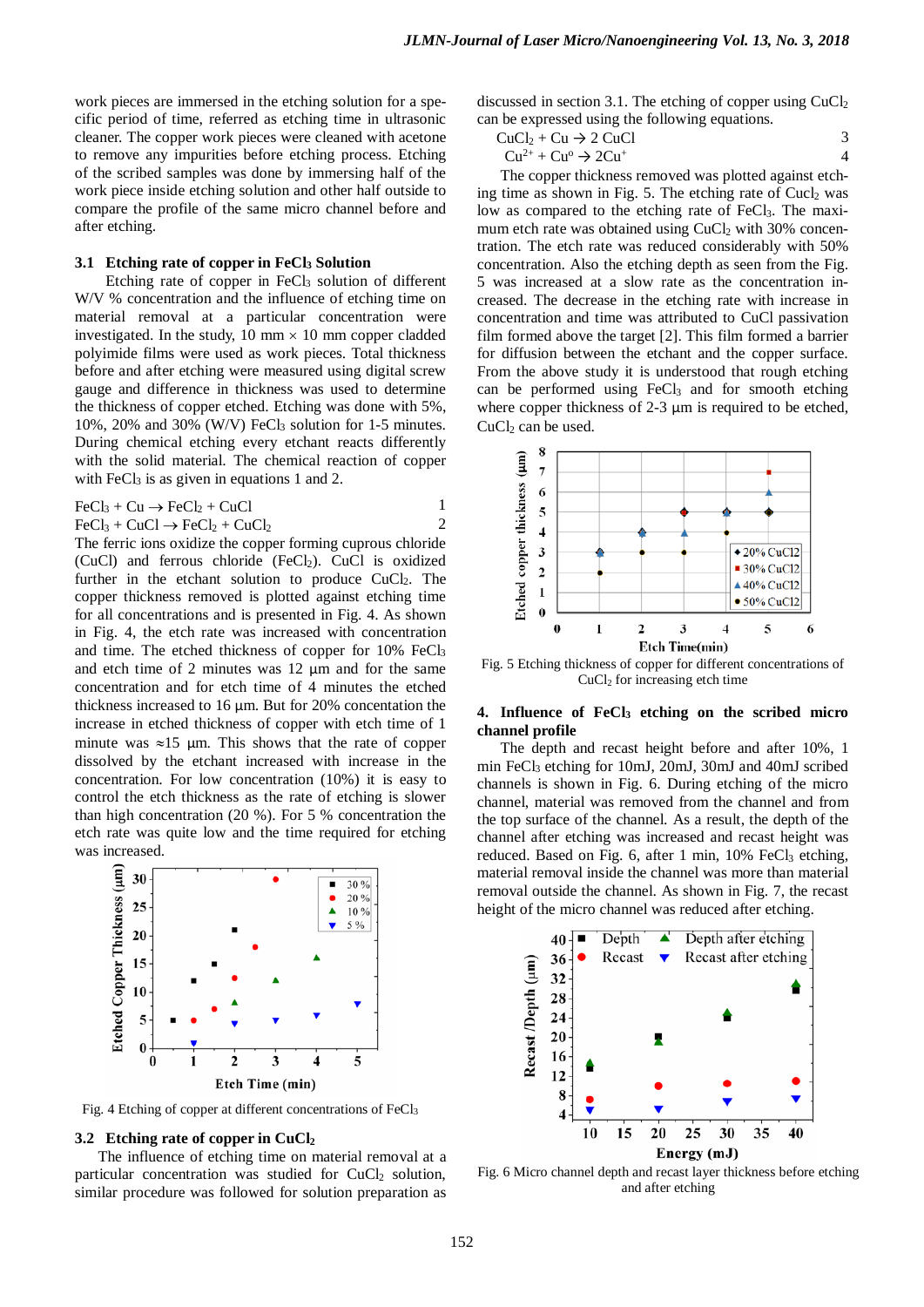work pieces are immersed in the etching solution for a specific period of time, referred as etching time in ultrasonic cleaner. The copper work pieces were cleaned with acetone to remove any impurities before etching process. Etching of the scribed samples was done by immersing half of the work piece inside etching solution and other half outside to compare the profile of the same micro channel before and after etching.

### 3.1 Etching rate of copper in $FeCl_3$ Solution

Etching rate of copper in $FeCl_3$ solution of different W/V % concentration and the influence of etching time on material removal at a particular concentration were investigated. In the study, 10 mm × 10 mm copper cladded polyimide films were used as work pieces. Total thickness before and after etching were measured using digital screw gauge and difference in thickness was used to determine the thickness of copper etched. Etching was done with 5%, 10%, 20% and 30% (W/V) $FeCl_3$ solution for 1-5 minutes. During chemical etching every etchant reacts differently with the solid material. The chemical reaction of copper with $FeCl_3$ is as given in equations 1 and 2.

$$FeCl_3 + Cu \rightarrow FeCl_2 + CuCl \quad (1)$$

$$FeCl_3 + CuCl \rightarrow FeCl_2 + CuCl_2 \quad (2)$$

The ferric ions oxidize the copper forming cuprous chloride (CuCl) and ferrous chloride ($FeCl_2$). CuCl is oxidized further in the etchant solution to produce $CuCl_2$. The copper thickness removed is plotted against etching time for all concentrations and is presented in Fig. 4. As shown in Fig. 4, the etch rate was increased with concentration and time. The etched thickness of copper for 10% $FeCl_3$ and etch time of 2 minutes was 12 µm and for the same concentration and for etch time of 4 minutes the etched thickness increased to 16 µm. But for 20% concentation the increase in etched thickness of copper with etch time of 1 minute was ≈15 µm. This shows that the rate of copper dissolved by the etchant increased with increase in the concentration. For low concentration (10%) it is easy to control the etch thickness as the rate of etching is slower than high concentration (20 %). For 5 % concentration the etch rate was quite low and the time required for etching was increased.

Fig. 4 Etching of copper at different concentrations of $FeCl_3$

### 3.2 Etching rate of copper in $CuCl_2$

The influence of etching time on material removal at a particular concentration was studied for $CuCl_2$ solution, similar procedure was followed for solution preparation as discussed in section 3.1. The etching of copper using $CuCl_2$ can be expressed using the following equations.

$$CuCl_2 + Cu \rightarrow 2\,CuCl \quad (3)$$

$$Cu^{2+} + Cu^{o} \rightarrow 2Cu^{+} \quad (4)$$

The copper thickness removed was plotted against etching time as shown in Fig. 5. The etching rate of $Cucl_2$ was low as compared to the etching rate of $FeCl_3$. The maximum etch rate was obtained using $CuCl_2$ with 30% concentration. The etch rate was reduced considerably with 50% concentration. Also the etching depth as seen from the Fig. 5 was increased at a slow rate as the concentration increased. The decrease in the etching rate with increase in concentration and time was attributed to CuCl passivation film formed above the target [2]. This film formed a barrier for diffusion between the etchant and the copper surface. From the above study it is understood that rough etching can be performed using $FeCl_3$ and for smooth etching where copper thickness of 2-3 µm is required to be etched, $CuCl_2$ can be used.

Fig. 5 Etching thickness of copper for different concentrations of $CuCl_2$ for increasing etch time

## 4. Influence of $FeCl_3$ etching on the scribed micro channel profile

The depth and recast height before and after 10%, 1 min $FeCl_3$ etching for 10mJ, 20mJ, 30mJ and 40mJ scribed channels is shown in Fig. 6. During etching of the micro channel, material was removed from the channel and from the top surface of the channel. As a result, the depth of the channel after etching was increased and recast height was reduced. Based on Fig. 6, after 1 min, 10% $FeCl_3$ etching, material removal inside the channel was more than material removal outside the channel. As shown in Fig. 7, the recast height of the micro channel was reduced after etching.

Fig. 6 Micro channel depth and recast layer thickness before etching and after etching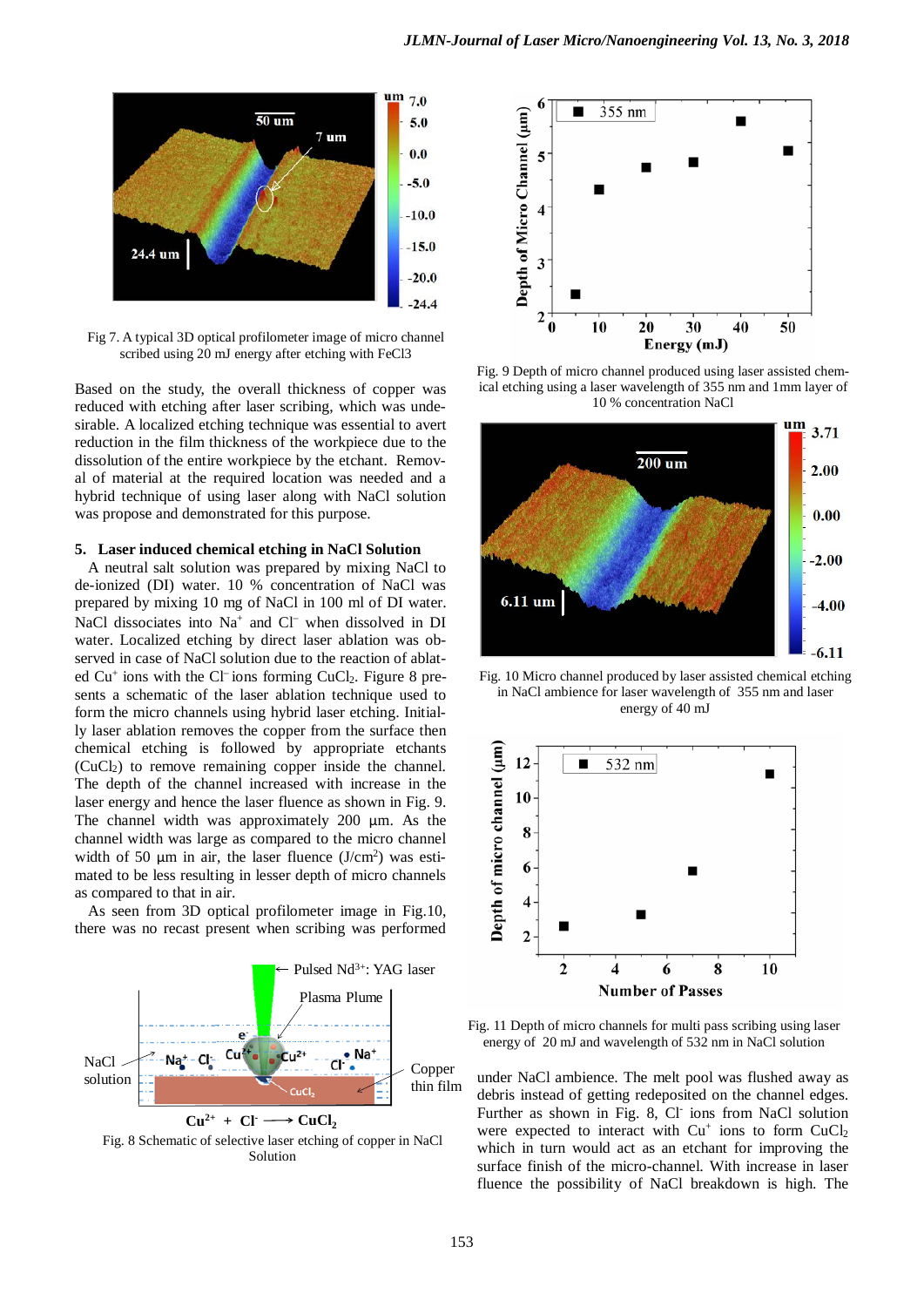Fig 7. A typical 3D optical profilometer image of micro channel scribed using 20 mJ energy after etching with FeCl3

Based on the study, the overall thickness of copper was reduced with etching after laser scribing, which was undesirable. A localized etching technique was essential to avert reduction in the film thickness of the workpiece due to the dissolution of the entire workpiece by the etchant. Removal of material at the required location was needed and a hybrid technique of using laser along with NaCl solution was propose and demonstrated for this purpose.

## 5. Laser induced chemical etching in NaCl Solution

A neutral salt solution was prepared by mixing NaCl to de-ionized (DI) water. 10 % concentration of NaCl was prepared by mixing 10 mg of NaCl in 100 ml of DI water. NaCl dissociates into $Na^+$ and $Cl^-$ when dissolved in DI water. Localized etching by direct laser ablation was observed in case of NaCl solution due to the reaction of ablated $Cu^+$ ions with the $Cl^-$ ions forming $CuCl_2$. Figure 8 presents a schematic of the laser ablation technique used to form the micro channels using hybrid laser etching. Initially laser ablation removes the copper from the surface then chemical etching is followed by appropriate etchants ($CuCl_2$) to remove remaining copper inside the channel. The depth of the channel increased with increase in the laser energy and hence the laser fluence as shown in Fig. 9. The channel width was approximately 200 µm. As the channel width was large as compared to the micro channel width of 50 µm in air, the laser fluence (J/cm$^2$) was estimated to be less resulting in lesser depth of micro channels as compared to that in air.

As seen from 3D optical profilometer image in Fig.10, there was no recast present when scribing was performed under NaCl ambience. The melt pool was flushed away as debris instead of getting redeposited on the channel edges. Further as shown in Fig. 8, $Cl^-$ ions from NaCl solution were expected to interact with $Cu^+$ ions to form $CuCl_2$ which in turn would act as an etchant for improving the surface finish of the micro-channel. With increase in laser fluence the possibility of NaCl breakdown is high. The

$$Cu^{2+} + Cl^- \longrightarrow CuCl_2$$

Fig. 8 Schematic of selective laser etching of copper in NaCl Solution

Fig. 9 Depth of micro channel produced using laser assisted chemical etching using a laser wavelength of 355 nm and 1mm layer of 10 % concentration NaCl

Fig. 10 Micro channel produced by laser assisted chemical etching in NaCl ambience for laser wavelength of 355 nm and laser energy of 40 mJ

Fig. 11 Depth of micro channels for multi pass scribing using laser energy of 20 mJ and wavelength of 532 nm in NaCl solution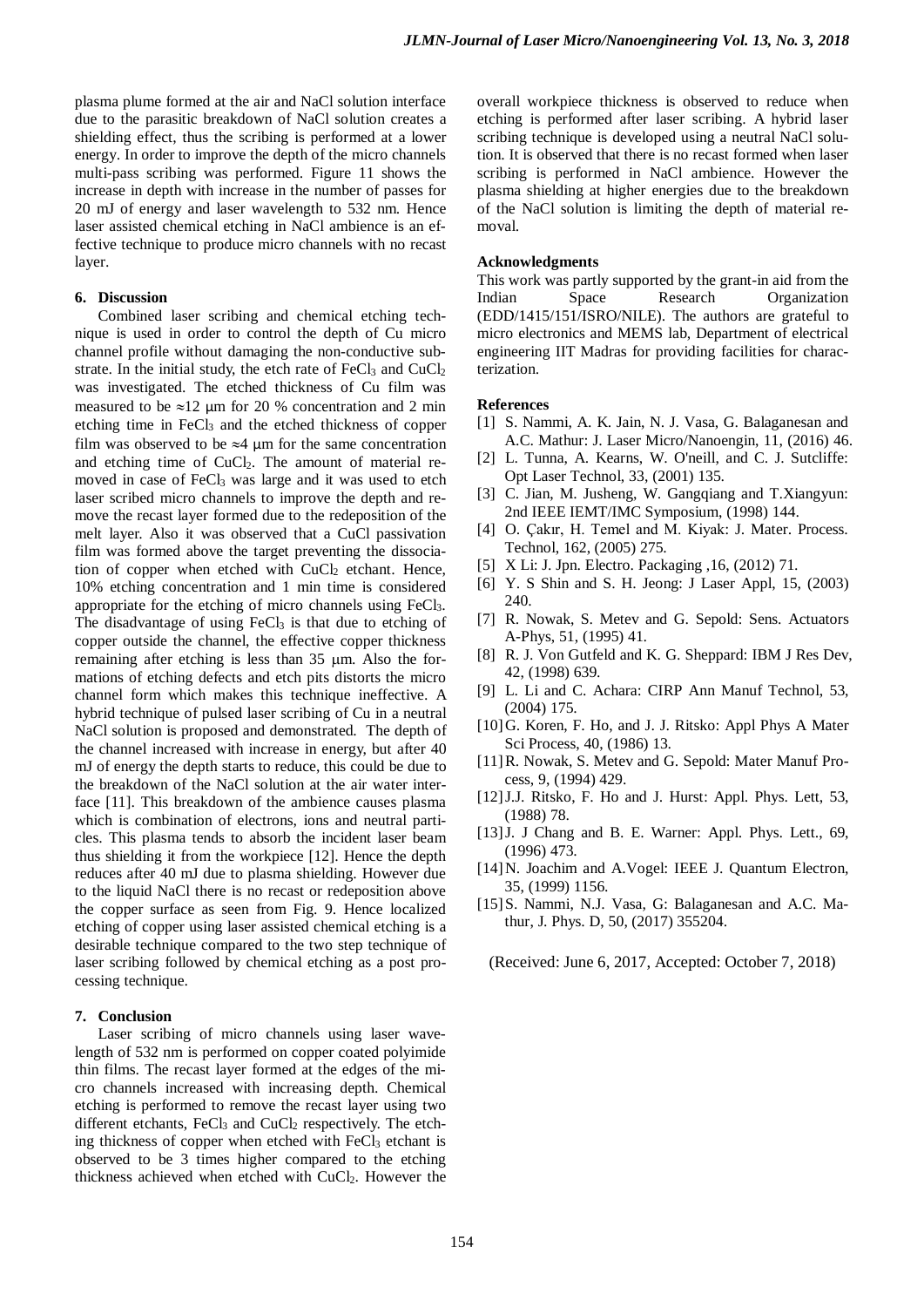plasma plume formed at the air and NaCl solution interface due to the parasitic breakdown of NaCl solution creates a shielding effect, thus the scribing is performed at a lower energy. In order to improve the depth of the micro channels multi-pass scribing was performed. Figure 11 shows the increase in depth with increase in the number of passes for 20 mJ of energy and laser wavelength to 532 nm. Hence laser assisted chemical etching in NaCl ambience is an effective technique to produce micro channels with no recast layer.

## 6. Discussion

Combined laser scribing and chemical etching technique is used in order to control the depth of Cu micro channel profile without damaging the non-conductive substrate. In the initial study, the etch rate of $FeCl_3$ and $CuCl_2$ was investigated. The etched thickness of Cu film was measured to be ≈12 μm for 20 % concentration and 2 min etching time in $FeCl_3$ and the etched thickness of copper film was observed to be ≈4 μm for the same concentration and etching time of $CuCl_2$. The amount of material removed in case of $FeCl_3$ was large and it was used to etch laser scribed micro channels to improve the depth and remove the recast layer formed due to the redeposition of the melt layer. Also it was observed that a CuCl passivation film was formed above the target preventing the dissociation of copper when etched with $CuCl_2$ etchant. Hence, 10% etching concentration and 1 min time is considered appropriate for the etching of micro channels using $FeCl_3$. The disadvantage of using $FeCl_3$ is that due to etching of copper outside the channel, the effective copper thickness remaining after etching is less than 35 μm. Also the formations of etching defects and etch pits distorts the micro channel form which makes this technique ineffective. A hybrid technique of pulsed laser scribing of Cu in a neutral NaCl solution is proposed and demonstrated. The depth of the channel increased with increase in energy, but after 40 mJ of energy the depth starts to reduce, this could be due to the breakdown of the NaCl solution at the air water interface [11]. This breakdown of the ambience causes plasma which is combination of electrons, ions and neutral particles. This plasma tends to absorb the incident laser beam thus shielding it from the workpiece [12]. Hence the depth reduces after 40 mJ due to plasma shielding. However due to the liquid NaCl there is no recast or redeposition above the copper surface as seen from Fig. 9. Hence localized etching of copper using laser assisted chemical etching is a desirable technique compared to the two step technique of laser scribing followed by chemical etching as a post processing technique.

## 7. Conclusion

Laser scribing of micro channels using laser wavelength of 532 nm is performed on copper coated polyimide thin films. The recast layer formed at the edges of the micro channels increased with increasing depth. Chemical etching is performed to remove the recast layer using two different etchants, $FeCl_3$ and $CuCl_2$ respectively. The etching thickness of copper when etched with $FeCl_3$ etchant is observed to be 3 times higher compared to the etching thickness achieved when etched with $CuCl_2$. However the overall workpiece thickness is observed to reduce when etching is performed after laser scribing. A hybrid laser scribing technique is developed using a neutral NaCl solution. It is observed that there is no recast formed when laser scribing is performed in NaCl ambience. However the plasma shielding at higher energies due to the breakdown of the NaCl solution is limiting the depth of material removal.

## Acknowledgments

This work was partly supported by the grant-in aid from the Indian Space Research Organization (EDD/1415/151/ISRO/NILE). The authors are grateful to micro electronics and MEMS lab, Department of electrical engineering IIT Madras for providing facilities for characterization.

## References

[1] S. Nammi, A. K. Jain, N. J. Vasa, G. Balaganesan and A.C. Mathur: J. Laser Micro/Nanoengin, 11, (2016) 46.

[2] L. Tunna, A. Kearns, W. O'neill, and C. J. Sutcliffe: Opt Laser Technol, 33, (2001) 135.

[3] C. Jian, M. Jusheng, W. Gangqiang and T.Xiangyun: 2nd IEEE IEMT/IMC Symposium, (1998) 144.

[4] O. Çakır, H. Temel and M. Kiyak: J. Mater. Process. Technol, 162, (2005) 275.

[5] X Li: J. Jpn. Electro. Packaging ,16, (2012) 71.

[6] Y. S Shin and S. H. Jeong: J Laser Appl, 15, (2003) 240.

[7] R. Nowak, S. Metev and G. Sepold: Sens. Actuators A-Phys, 51, (1995) 41.

[8] R. J. Von Gutfeld and K. G. Sheppard: IBM J Res Dev, 42, (1998) 639.

[9] L. Li and C. Achara: CIRP Ann Manuf Technol, 53, (2004) 175.

[10] G. Koren, F. Ho, and J. J. Ritsko: Appl Phys A Mater Sci Process, 40, (1986) 13.

[11] R. Nowak, S. Metev and G. Sepold: Mater Manuf Process, 9, (1994) 429.

[12] J.J. Ritsko, F. Ho and J. Hurst: Appl. Phys. Lett, 53, (1988) 78.

[13] J. J Chang and B. E. Warner: Appl. Phys. Lett., 69, (1996) 473.

[14] N. Joachim and A.Vogel: IEEE J. Quantum Electron, 35, (1999) 1156.

[15] S. Nammi, N.J. Vasa, G: Balaganesan and A.C. Mathur, J. Phys. D, 50, (2017) 355204.

(Received: June 6, 2017, Accepted: October 7, 2018)